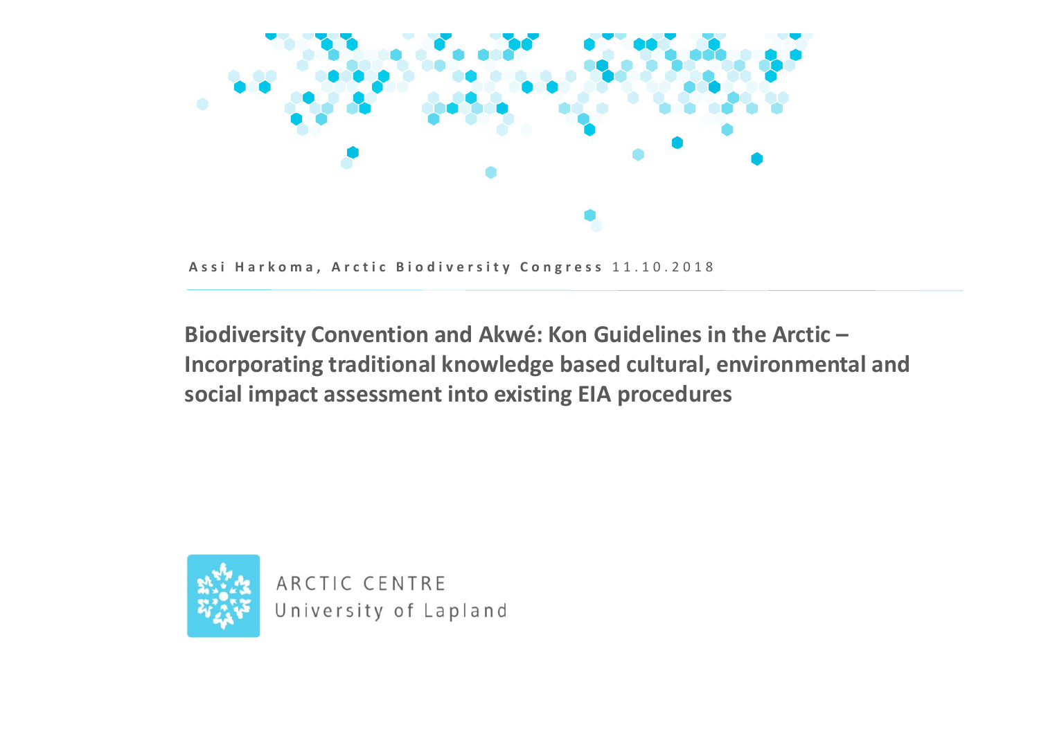Assi Harkoma, Arctic Biodiversity Congress 11.10.2018

# Biodiversity Convention and Akwé: Kon Guidelines in the Arctic – Incorporating traditional knowledge based cultural, environmental and social impact assessment into existing EIA procedures

ARCTIC CENTRE
University of Lapland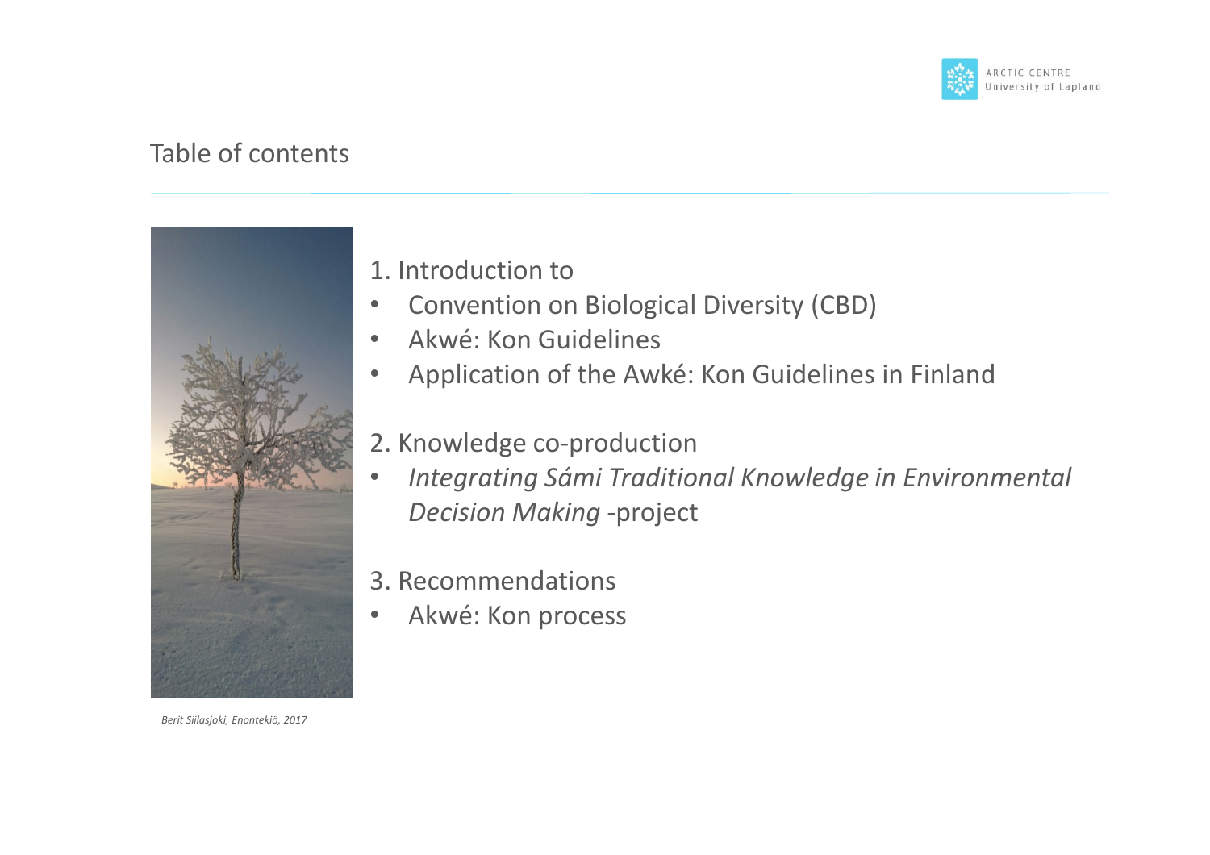## Table of contents

1. Introduction to
   - Convention on Biological Diversity (CBD)
   - Akwé: Kon Guidelines
   - Application of the Awké: Kon Guidelines in Finland

2. Knowledge co-production
   - *Integrating Sámi Traditional Knowledge in Environmental Decision Making* -project

3. Recommendations
   - Akwé: Kon process

*Berit Siilasjoki, Enontekiö, 2017*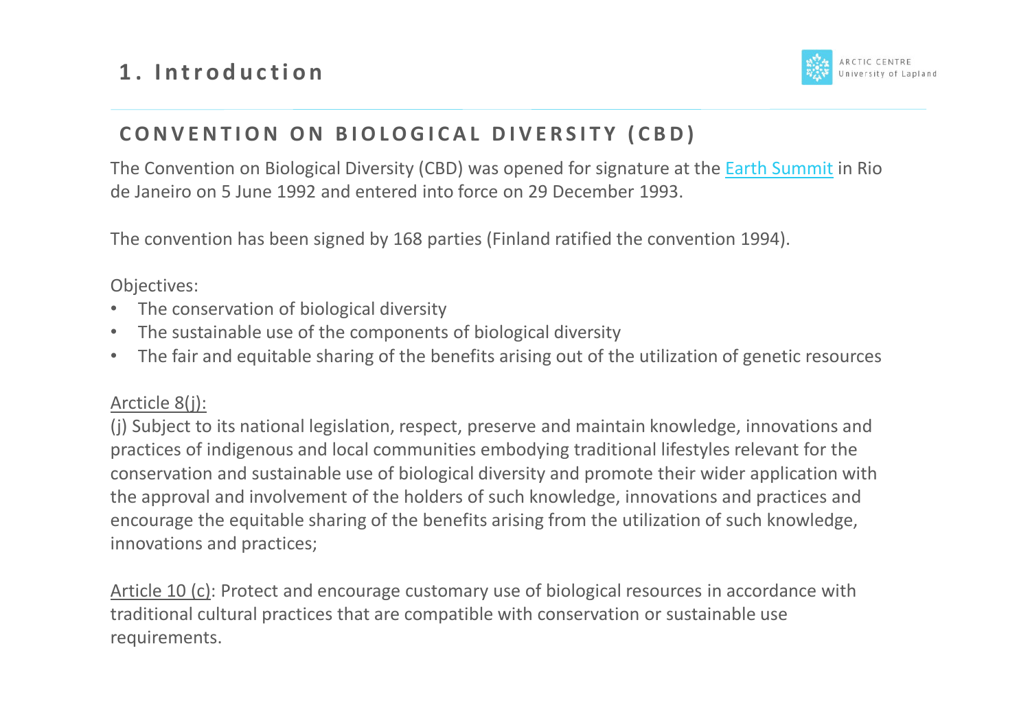# 1. Introduction

## CONVENTION ON BIOLOGICAL DIVERSITY (CBD)

The Convention on Biological Diversity (CBD) was opened for signature at the Earth Summit in Rio de Janeiro on 5 June 1992 and entered into force on 29 December 1993.

The convention has been signed by 168 parties (Finland ratified the convention 1994).

Objectives:

- The conservation of biological diversity
- The sustainable use of the components of biological diversity
- The fair and equitable sharing of the benefits arising out of the utilization of genetic resources

Article 8(j):
(j) Subject to its national legislation, respect, preserve and maintain knowledge, innovations and practices of indigenous and local communities embodying traditional lifestyles relevant for the conservation and sustainable use of biological diversity and promote their wider application with the approval and involvement of the holders of such knowledge, innovations and practices and encourage the equitable sharing of the benefits arising from the utilization of such knowledge, innovations and practices;

Article 10 (c): Protect and encourage customary use of biological resources in accordance with traditional cultural practices that are compatible with conservation or sustainable use requirements.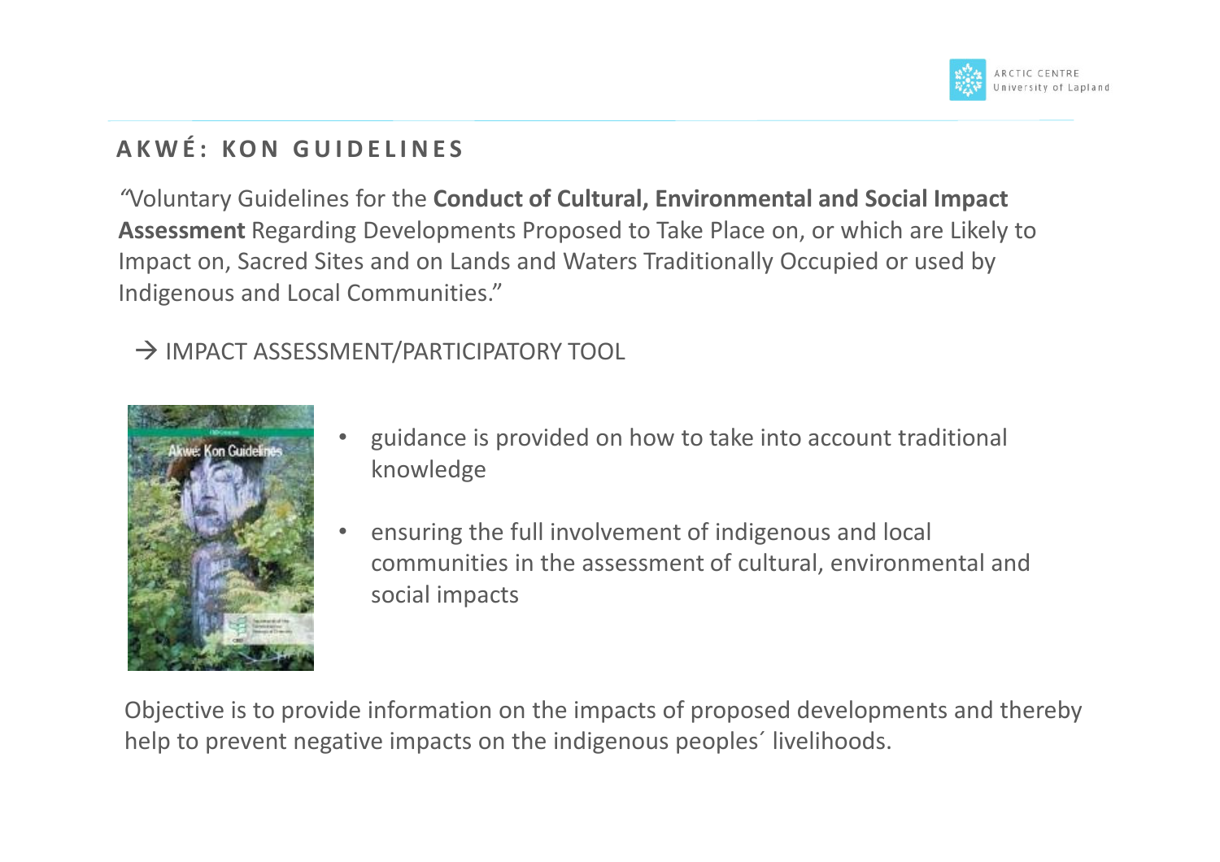## AKWÉ: KON GUIDELINES

"Voluntary Guidelines for the **Conduct of Cultural, Environmental and Social Impact Assessment** Regarding Developments Proposed to Take Place on, or which are Likely to Impact on, Sacred Sites and on Lands and Waters Traditionally Occupied or used by Indigenous and Local Communities."

→ IMPACT ASSESSMENT/PARTICIPATORY TOOL

- guidance is provided on how to take into account traditional knowledge
- ensuring the full involvement of indigenous and local communities in the assessment of cultural, environmental and social impacts

Objective is to provide information on the impacts of proposed developments and thereby help to prevent negative impacts on the indigenous peoples´ livelihoods.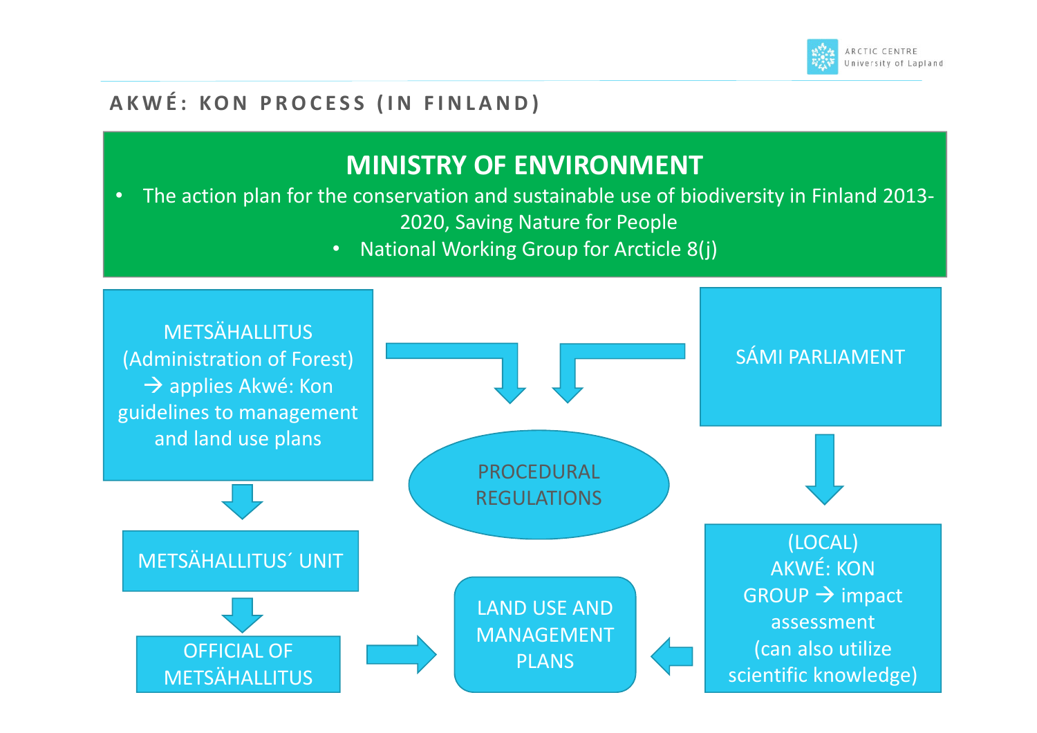## AKWÉ: KON PROCESS (IN FINLAND)

**MINISTRY OF ENVIRONMENT**

- The action plan for the conservation and sustainable use of biodiversity in Finland 2013-2020, Saving Nature for People
- National Working Group for Arcticle 8(j)

METSÄHALLITUS (Administration of Forest) → applies Akwé: Kon guidelines to management and land use plans

SÁMI PARLIAMENT

PROCEDURAL REGULATIONS

METSÄHALLITUS´ UNIT

OFFICIAL OF METSÄHALLITUS

LAND USE AND MANAGEMENT PLANS

(LOCAL) AKWÉ: KON GROUP → impact assessment (can also utilize scientific knowledge)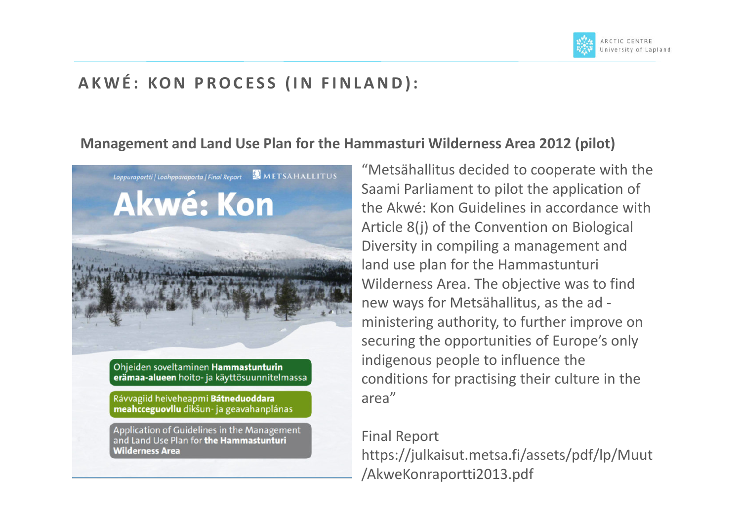# AKWÉ: KON PROCESS (IN FINLAND):

## Management and Land Use Plan for the Hammasturi Wilderness Area 2012 (pilot)

Loppuraportti | Loahpparaporta | Final Report METSÄHALLITUS

**Akwé: Kon**

Ohjeiden soveltaminen **Hammastunturin erämaa-alueen** hoito- ja käyttösuunnitelmassa

Rávvagiid heiveheapmi **Bátneduoddara meahcceguovllu** dikšun- ja geavahanplánas

Application of Guidelines in the Management and Land Use Plan for **the Hammastunturi Wilderness Area**

"Metsähallitus decided to cooperate with the Saami Parliament to pilot the application of the Akwé: Kon Guidelines in accordance with Article 8(j) of the Convention on Biological Diversity in compiling a management and land use plan for the Hammastunturi Wilderness Area. The objective was to find new ways for Metsähallitus, as the ad - ministering authority, to further improve on securing the opportunities of Europe's only indigenous people to influence the conditions for practising their culture in the area"

Final Report
https://julkaisut.metsa.fi/assets/pdf/lp/Muut/AkweKonraportti2013.pdf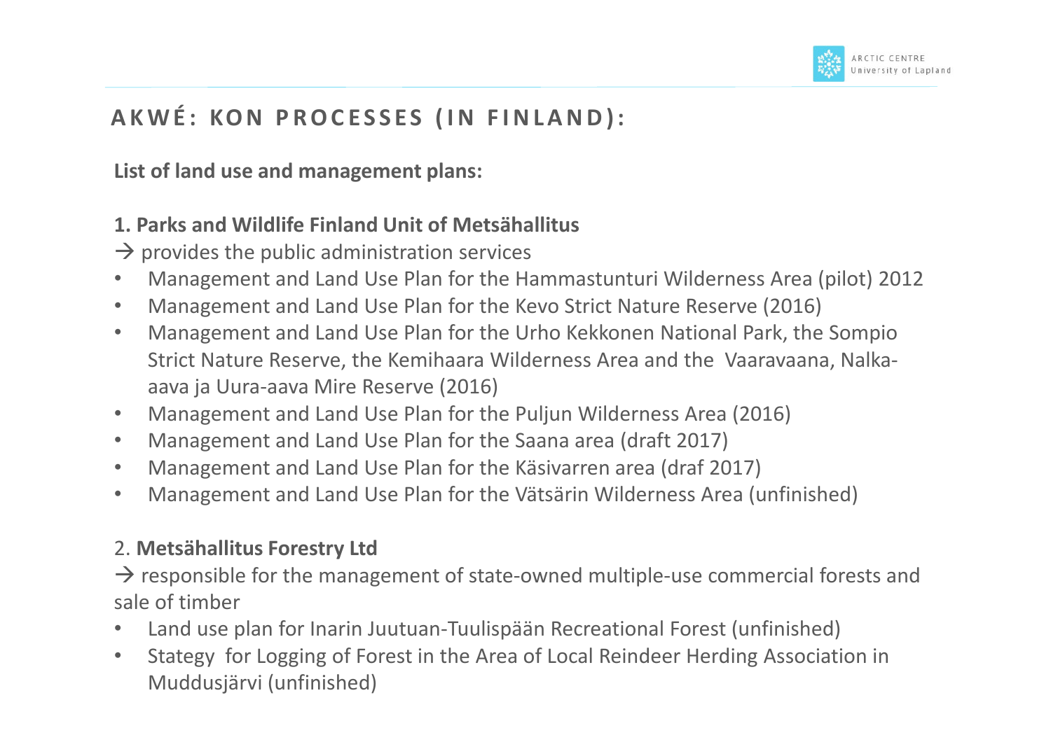## AKWÉ: KON PROCESSES (IN FINLAND):

**List of land use and management plans:**

**1. Parks and Wildlife Finland Unit of Metsähallitus**

→ provides the public administration services

- Management and Land Use Plan for the Hammastunturi Wilderness Area (pilot) 2012
- Management and Land Use Plan for the Kevo Strict Nature Reserve (2016)
- Management and Land Use Plan for the Urho Kekkonen National Park, the Sompio Strict Nature Reserve, the Kemihaara Wilderness Area and the Vaaravaana, Nalka-aava ja Uura-aava Mire Reserve (2016)
- Management and Land Use Plan for the Puljun Wilderness Area (2016)
- Management and Land Use Plan for the Saana area (draft 2017)
- Management and Land Use Plan for the Käsivarren area (draf 2017)
- Management and Land Use Plan for the Vätsärin Wilderness Area (unfinished)

2. **Metsähallitus Forestry Ltd**

→ responsible for the management of state-owned multiple-use commercial forests and sale of timber

- Land use plan for Inarin Juutuan-Tuulispään Recreational Forest (unfinished)
- Stategy for Logging of Forest in the Area of Local Reindeer Herding Association in Muddusjärvi (unfinished)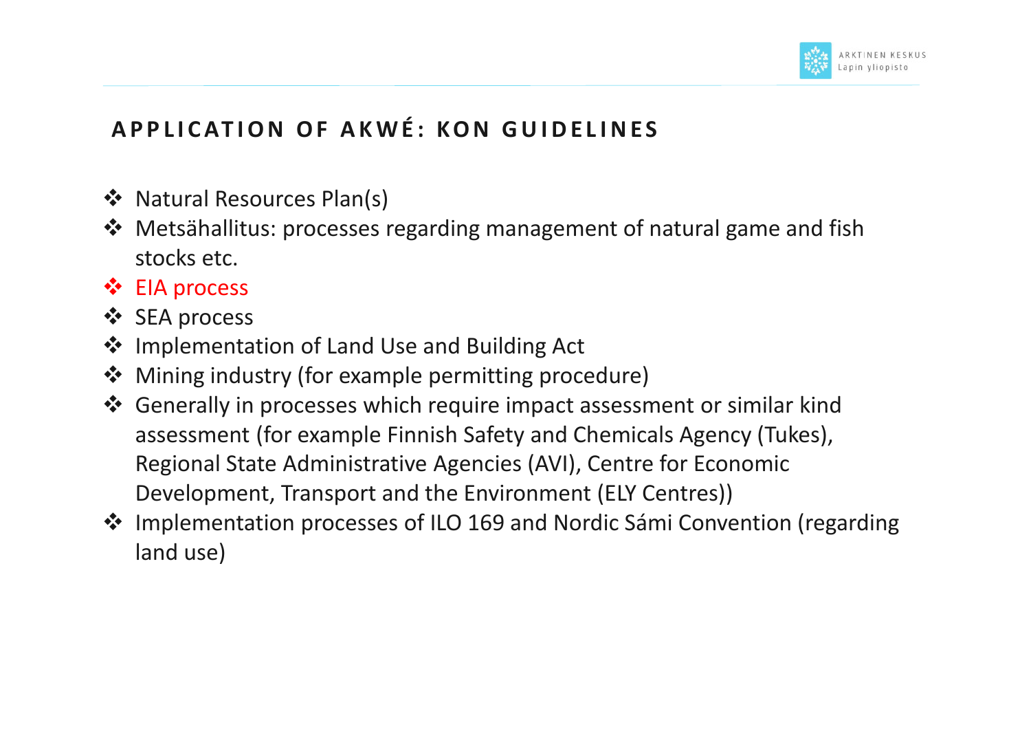## APPLICATION OF AKWÉ: KON GUIDELINES

- Natural Resources Plan(s)
- Metsähallitus: processes regarding management of natural game and fish stocks etc.
- EIA process
- SEA process
- Implementation of Land Use and Building Act
- Mining industry (for example permitting procedure)
- Generally in processes which require impact assessment or similar kind assessment (for example Finnish Safety and Chemicals Agency (Tukes), Regional State Administrative Agencies (AVI), Centre for Economic Development, Transport and the Environment (ELY Centres))
- Implementation processes of ILO 169 and Nordic Sámi Convention (regarding land use)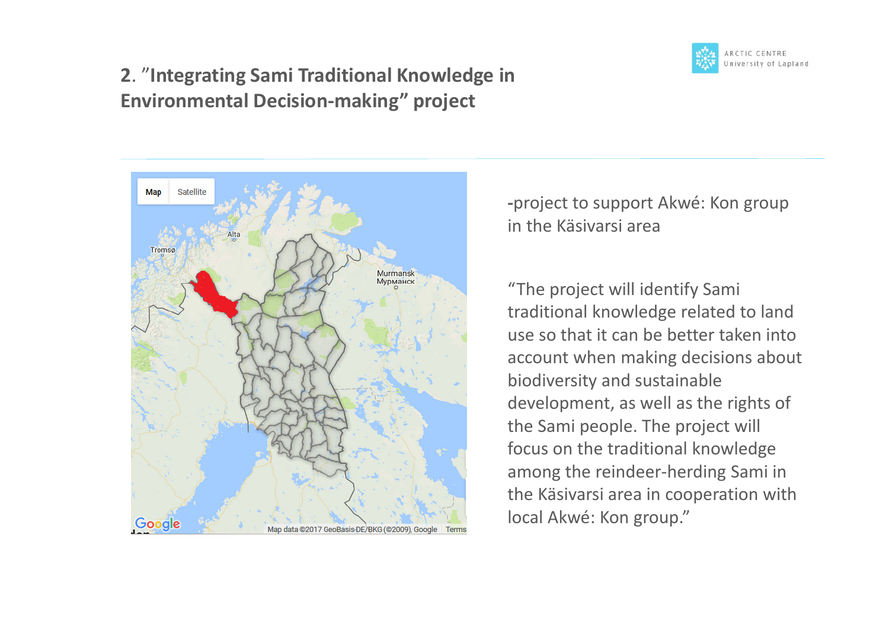## 2. ”Integrating Sami Traditional Knowledge in Environmental Decision-making” project

-project to support Akwé: Kon group in the Käsivarsi area

“The project will identify Sami traditional knowledge related to land use so that it can be better taken into account when making decisions about biodiversity and sustainable development, as well as the rights of the Sami people. The project will focus on the traditional knowledge among the reindeer-herding Sami in the Käsivarsi area in cooperation with local Akwé: Kon group.”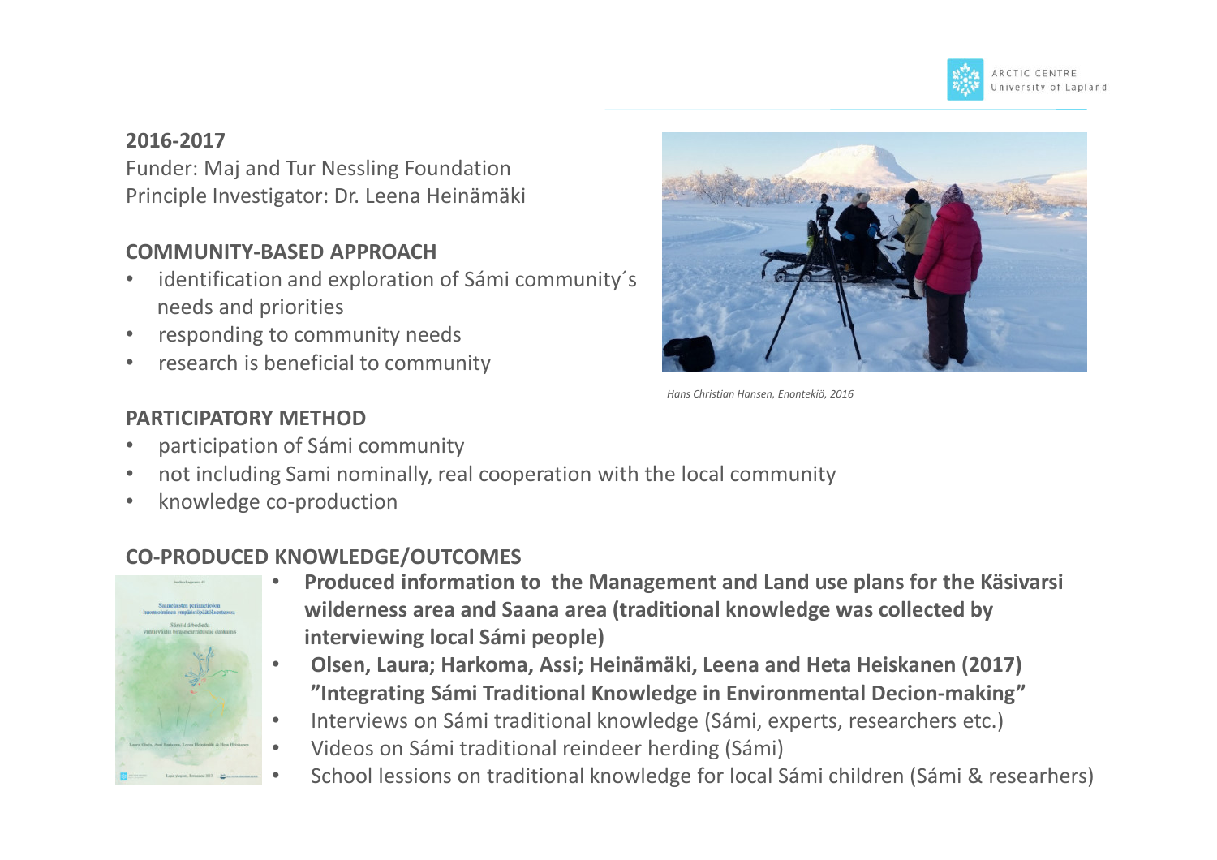**2016-2017**

Funder: Maj and Tur Nessling Foundation
Principle Investigator: Dr. Leena Heinämäki

**COMMUNITY-BASED APPROACH**

- identification and exploration of Sámi community´s needs and priorities
- responding to community needs
- research is beneficial to community

*Hans Christian Hansen, Enontekiö, 2016*

**PARTICIPATORY METHOD**

- participation of Sámi community
- not including Sami nominally, real cooperation with the local community
- knowledge co-production

**CO-PRODUCED KNOWLEDGE/OUTCOMES**

- **Produced information to the Management and Land use plans for the Käsivarsi wilderness area and Saana area (traditional knowledge was collected by interviewing local Sámi people)**
- **Olsen, Laura; Harkoma, Assi; Heinämäki, Leena and Heta Heiskanen (2017) "Integrating Sámi Traditional Knowledge in Environmental Decion-making"**
- Interviews on Sámi traditional knowledge (Sámi, experts, researchers etc.)
- Videos on Sámi traditional reindeer herding (Sámi)
- School lessions on traditional knowledge for local Sámi children (Sámi & researhers)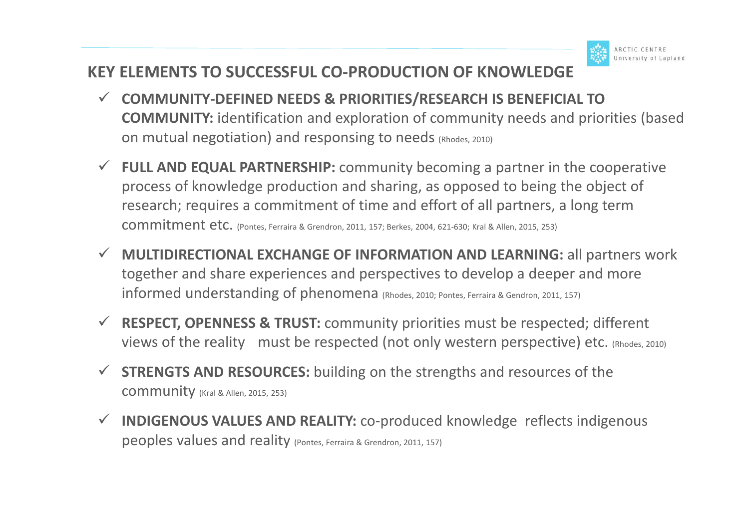## KEY ELEMENTS TO SUCCESSFUL CO-PRODUCTION OF KNOWLEDGE

- ✓ **COMMUNITY-DEFINED NEEDS & PRIORITIES/RESEARCH IS BENEFICIAL TO COMMUNITY:** identification and exploration of community needs and priorities (based on mutual negotiation) and responsing to needs (Rhodes, 2010)
- ✓ **FULL AND EQUAL PARTNERSHIP:** community becoming a partner in the cooperative process of knowledge production and sharing, as opposed to being the object of research; requires a commitment of time and effort of all partners, a long term commitment etc. (Pontes, Ferraira & Grendron, 2011, 157; Berkes, 2004, 621-630; Kral & Allen, 2015, 253)
- ✓ **MULTIDIRECTIONAL EXCHANGE OF INFORMATION AND LEARNING:** all partners work together and share experiences and perspectives to develop a deeper and more informed understanding of phenomena (Rhodes, 2010; Pontes, Ferraira & Gendron, 2011, 157)
- ✓ **RESPECT, OPENNESS & TRUST:** community priorities must be respected; different views of the reality must be respected (not only western perspective) etc. (Rhodes, 2010)
- ✓ **STRENGTS AND RESOURCES:** building on the strengths and resources of the community (Kral & Allen, 2015, 253)
- ✓ **INDIGENOUS VALUES AND REALITY:** co-produced knowledge reflects indigenous peoples values and reality (Pontes, Ferraira & Grendron, 2011, 157)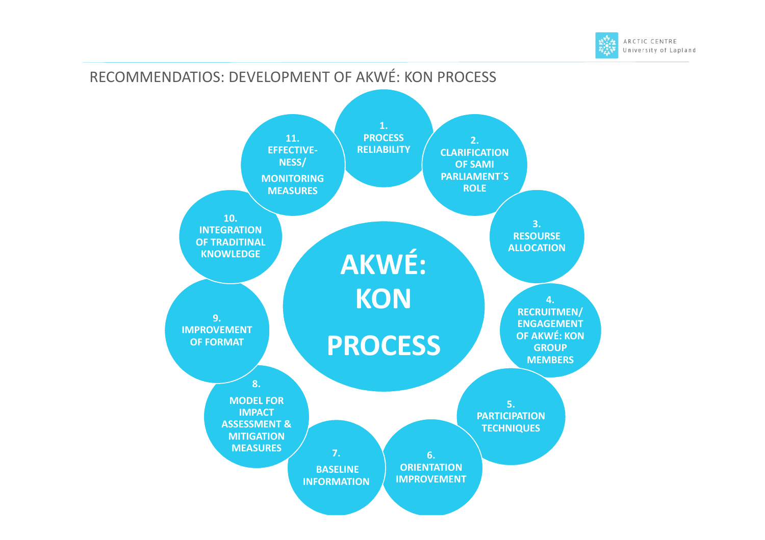## RECOMMENDATIOS: DEVELOPMENT OF AKWÉ: KON PROCESS

**AKWÉ: KON PROCESS**

1. **PROCESS RELIABILITY**
2. **CLARIFICATION OF SAMI PARLIAMENT´S ROLE**
3. **RESOURSE ALLOCATION**
4. **RECRUITMEN/ ENGAGEMENT OF AKWÉ: KON GROUP MEMBERS**
5. **PARTICIPATION TECHNIQUES**
6. **ORIENTATION IMPROVEMENT**
7. **BASELINE INFORMATION**
8. **MODEL FOR IMPACT ASSESSMENT & MITIGATION MEASURES**
9. **IMPROVEMENT OF FORMAT**
10. **INTEGRATION OF TRADITINAL KNOWLEDGE**
11. **EFFECTIVE-NESS/ MONITORING MEASURES**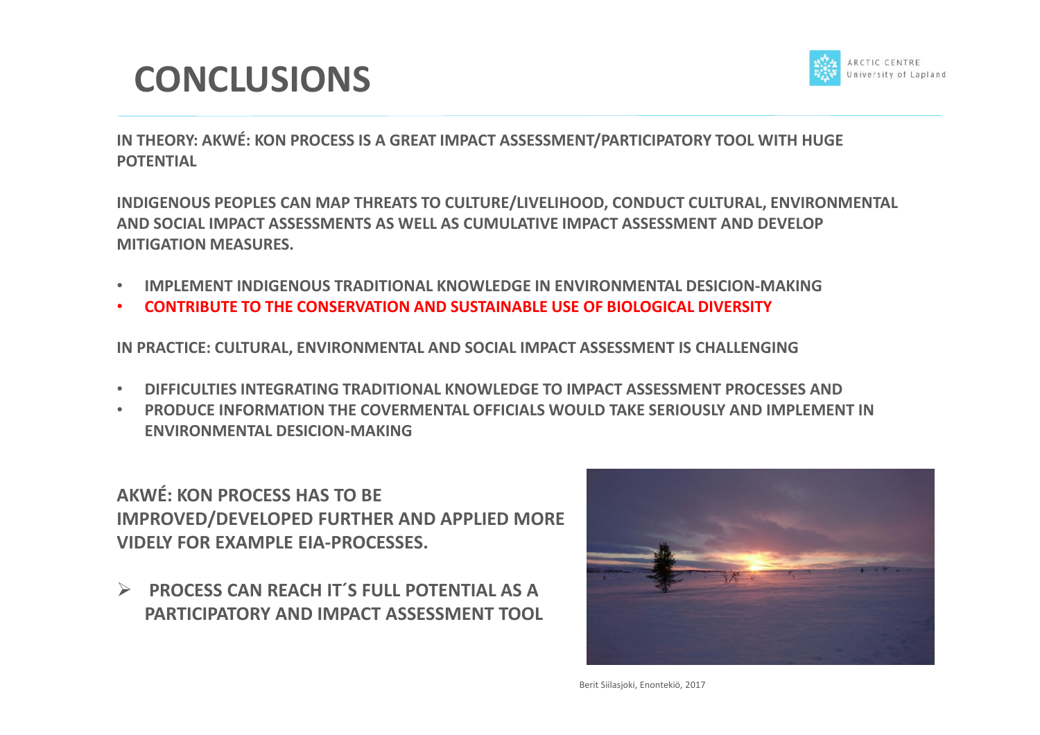# CONCLUSIONS

**IN THEORY: AKWÉ: KON PROCESS IS A GREAT IMPACT ASSESSMENT/PARTICIPATORY TOOL WITH HUGE POTENTIAL**

**INDIGENOUS PEOPLES CAN MAP THREATS TO CULTURE/LIVELIHOOD, CONDUCT CULTURAL, ENVIRONMENTAL AND SOCIAL IMPACT ASSESSMENTS AS WELL AS CUMULATIVE IMPACT ASSESSMENT AND DEVELOP MITIGATION MEASURES.**

- **IMPLEMENT INDIGENOUS TRADITIONAL KNOWLEDGE IN ENVIRONMENTAL DESICION-MAKING**
- **CONTRIBUTE TO THE CONSERVATION AND SUSTAINABLE USE OF BIOLOGICAL DIVERSITY**

**IN PRACTICE: CULTURAL, ENVIRONMENTAL AND SOCIAL IMPACT ASSESSMENT IS CHALLENGING**

- **DIFFICULTIES INTEGRATING TRADITIONAL KNOWLEDGE TO IMPACT ASSESSMENT PROCESSES AND**
- **PRODUCE INFORMATION THE COVERMENTAL OFFICIALS WOULD TAKE SERIOUSLY AND IMPLEMENT IN ENVIRONMENTAL DESICION-MAKING**

**AKWÉ: KON PROCESS HAS TO BE IMPROVED/DEVELOPED FURTHER AND APPLIED MORE VIDELY FOR EXAMPLE EIA-PROCESSES.**

- **PROCESS CAN REACH IT´S FULL POTENTIAL AS A PARTICIPATORY AND IMPACT ASSESSMENT TOOL**

Berit Siilasjoki, Enontekiö, 2017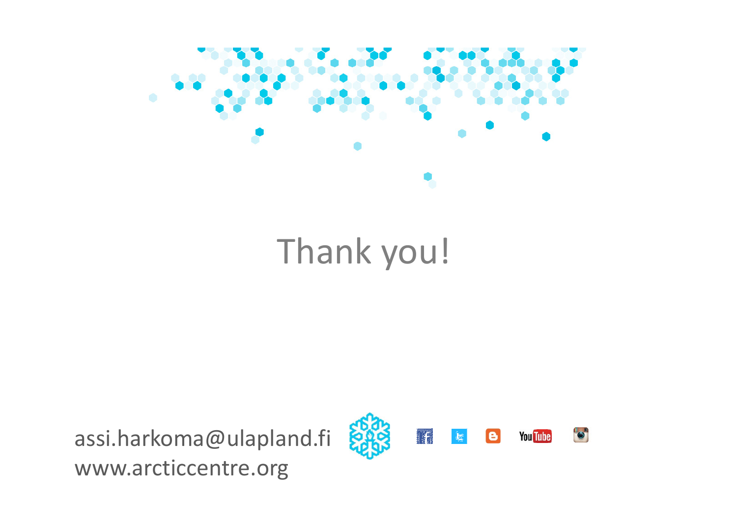# Thank you!

assi.harkoma@ulapland.fi
www.arcticcentre.org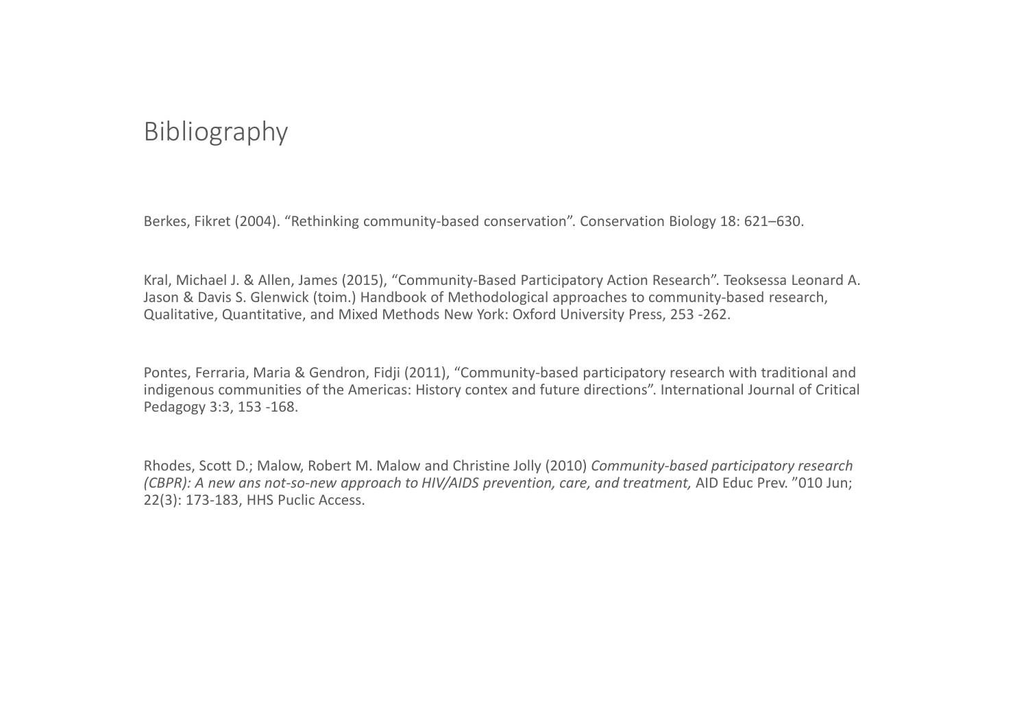# Bibliography

Berkes, Fikret (2004). “Rethinking community-based conservation”. Conservation Biology 18: 621–630.

Kral, Michael J. & Allen, James (2015), “Community-Based Participatory Action Research”. Teoksessa Leonard A. Jason & Davis S. Glenwick (toim.) Handbook of Methodological approaches to community-based research, Qualitative, Quantitative, and Mixed Methods New York: Oxford University Press, 253 -262.

Pontes, Ferraria, Maria & Gendron, Fidji (2011), “Community-based participatory research with traditional and indigenous communities of the Americas: History contex and future directions”. International Journal of Critical Pedagogy 3:3, 153 -168.

Rhodes, Scott D.; Malow, Robert M. Malow and Christine Jolly (2010) *Community-based participatory research (CBPR): A new ans not-so-new approach to HIV/AIDS prevention, care, and treatment,* AID Educ Prev. ”010 Jun; 22(3): 173-183, HHS Puclic Access.